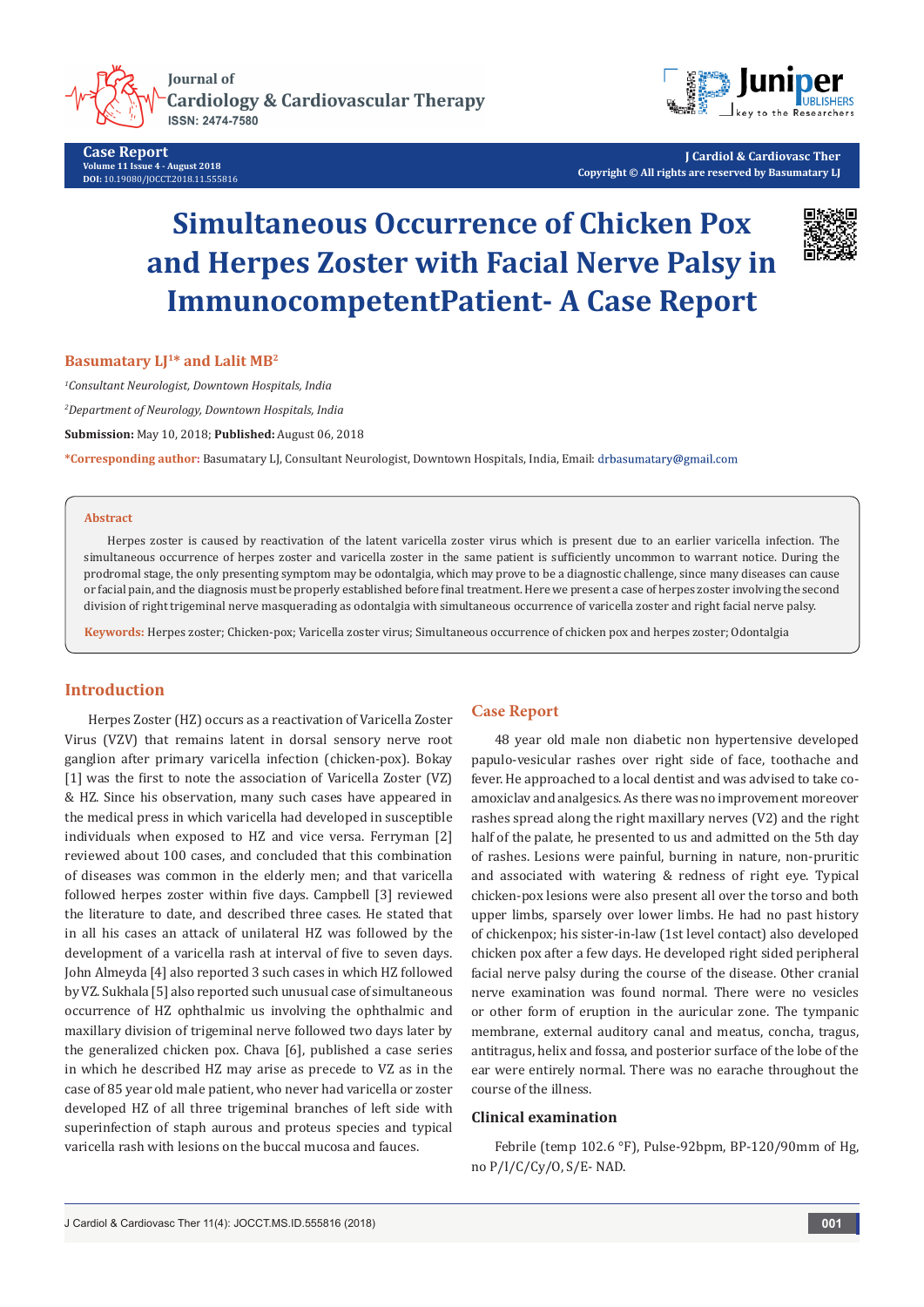# Simultaneous Occurrence of Chicken Pox and Herpes Zoster with Facial Nerve Palsy in ImmunocompetentPatient- A Case Report

**Basumatary LJ[1]* and Lalit MB[2]**

*[1]Consultant Neurologist, Downtown Hospitals, India*

*[2]Department of Neurology, Downtown Hospitals, India*

**Submission:** May 10, 2018; **Published:** August 06, 2018

***Corresponding author:** Basumatary LJ, Consultant Neurologist, Downtown Hospitals, India, Email: drbasumatary@gmail.com

## Abstract

Herpes zoster is caused by reactivation of the latent varicella zoster virus which is present due to an earlier varicella infection. The simultaneous occurrence of herpes zoster and varicella zoster in the same patient is sufficiently uncommon to warrant notice. During the prodromal stage, the only presenting symptom may be odontalgia, which may prove to be a diagnostic challenge, since many diseases can cause or facial pain, and the diagnosis must be properly established before final treatment. Here we present a case of herpes zoster involving the second division of right trigeminal nerve masquerading as odontalgia with simultaneous occurrence of varicella zoster and right facial nerve palsy.

**Keywords:** Herpes zoster; Chicken-pox; Varicella zoster virus; Simultaneous occurrence of chicken pox and herpes zoster; Odontalgia

## Introduction

Herpes Zoster (HZ) occurs as a reactivation of Varicella Zoster Virus (VZV) that remains latent in dorsal sensory nerve root ganglion after primary varicella infection (chicken-pox). Bokay [1] was the first to note the association of Varicella Zoster (VZ) & HZ. Since his observation, many such cases have appeared in the medical press in which varicella had developed in susceptible individuals when exposed to HZ and vice versa. Ferryman [2] reviewed about 100 cases, and concluded that this combination of diseases was common in the elderly men; and that varicella followed herpes zoster within five days. Campbell [3] reviewed the literature to date, and described three cases. He stated that in all his cases an attack of unilateral HZ was followed by the development of a varicella rash at interval of five to seven days. John Almeyda [4] also reported 3 such cases in which HZ followed by VZ. Sukhala [5] also reported such unusual case of simultaneous occurrence of HZ ophthalmic us involving the ophthalmic and maxillary division of trigeminal nerve followed two days later by the generalized chicken pox. Chava [6], published a case series in which he described HZ may arise as precede to VZ as in the case of 85 year old male patient, who never had varicella or zoster developed HZ of all three trigeminal branches of left side with superinfection of staph aurous and proteus species and typical varicella rash with lesions on the buccal mucosa and fauces.

## Case Report

48 year old male non diabetic non hypertensive developed papulo-vesicular rashes over right side of face, toothache and fever. He approached to a local dentist and was advised to take co-amoxiclav and analgesics. As there was no improvement moreover rashes spread along the right maxillary nerves (V2) and the right half of the palate, he presented to us and admitted on the 5th day of rashes. Lesions were painful, burning in nature, non-pruritic and associated with watering & redness of right eye. Typical chicken-pox lesions were also present all over the torso and both upper limbs, sparsely over lower limbs. He had no past history of chickenpox; his sister-in-law (1st level contact) also developed chicken pox after a few days. He developed right sided peripheral facial nerve palsy during the course of the disease. Other cranial nerve examination was found normal. There were no vesicles or other form of eruption in the auricular zone. The tympanic membrane, external auditory canal and meatus, concha, tragus, antitragus, helix and fossa, and posterior surface of the lobe of the ear were entirely normal. There was no earache throughout the course of the illness.

### Clinical examination

Febrile (temp 102.6 °F), Pulse-92bpm, BP-120/90mm of Hg, no P/I/C/Cy/O, S/E- NAD.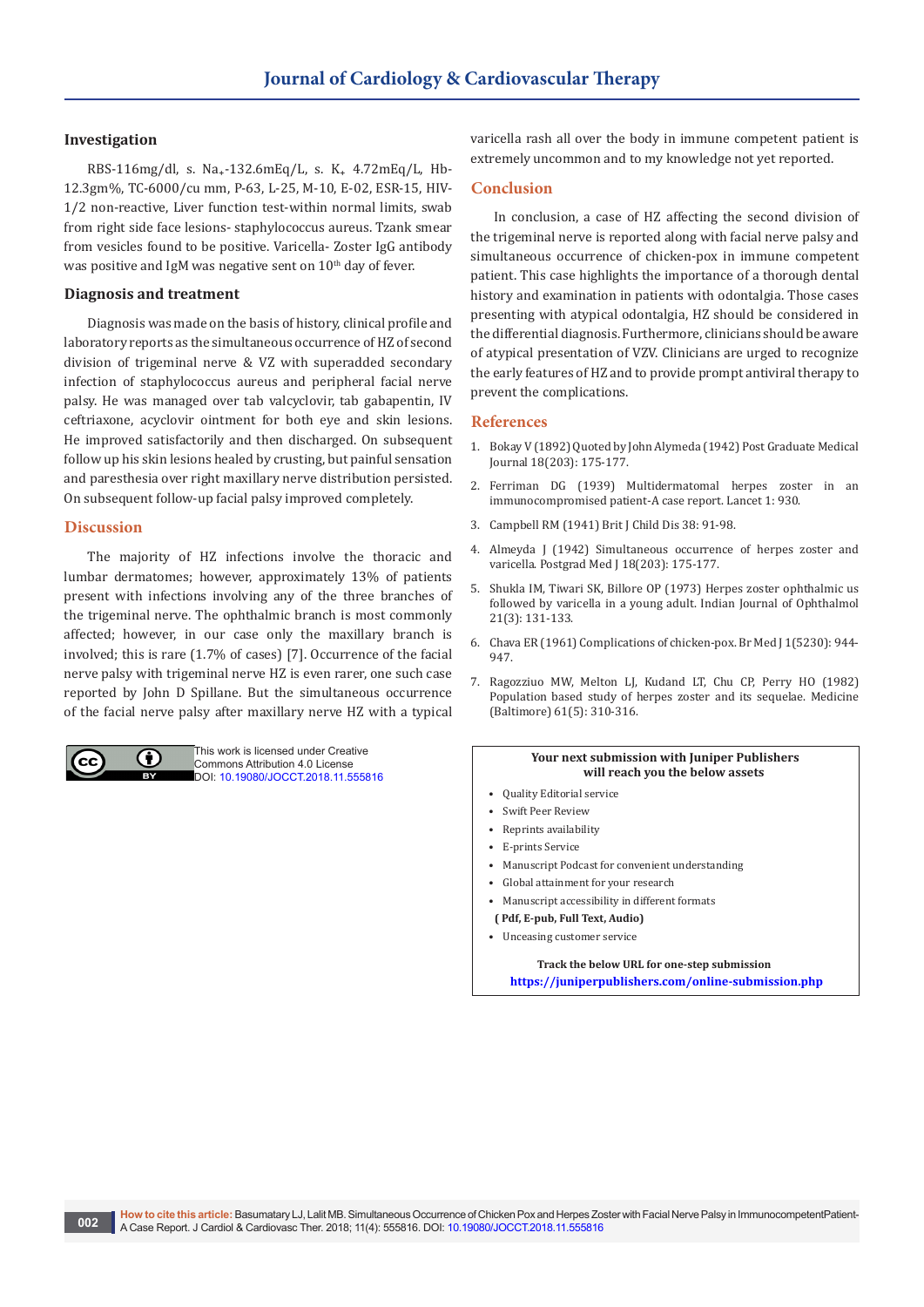## Investigation

RBS-116mg/dl, s. $Na_+$-132.6mEq/L, s. $K_+$ 4.72mEq/L, Hb-12.3gm%, TC-6000/cu mm, P-63, L-25, M-10, E-02, ESR-15, HIV-1/2 non-reactive, Liver function test-within normal limits, swab from right side face lesions- staphylococcus aureus. Tzank smear from vesicles found to be positive. Varicella- Zoster IgG antibody was positive and IgM was negative sent on 10th day of fever.

## Diagnosis and treatment

Diagnosis was made on the basis of history, clinical profile and laboratory reports as the simultaneous occurrence of HZ of second division of trigeminal nerve & VZ with superadded secondary infection of staphylococcus aureus and peripheral facial nerve palsy. He was managed over tab valcyclovir, tab gabapentin, IV ceftriaxone, acyclovir ointment for both eye and skin lesions. He improved satisfactorily and then discharged. On subsequent follow up his skin lesions healed by crusting, but painful sensation and paresthesia over right maxillary nerve distribution persisted. On subsequent follow-up facial palsy improved completely.

## Discussion

The majority of HZ infections involve the thoracic and lumbar dermatomes; however, approximately 13% of patients present with infections involving any of the three branches of the trigeminal nerve. The ophthalmic branch is most commonly affected; however, in our case only the maxillary branch is involved; this is rare (1.7% of cases) [7]. Occurrence of the facial nerve palsy with trigeminal nerve HZ is even rarer, one such case reported by John D Spillane. But the simultaneous occurrence of the facial nerve palsy after maxillary nerve HZ with a typical varicella rash all over the body in immune competent patient is extremely uncommon and to my knowledge not yet reported.

## Conclusion

In conclusion, a case of HZ affecting the second division of the trigeminal nerve is reported along with facial nerve palsy and simultaneous occurrence of chicken-pox in immune competent patient. This case highlights the importance of a thorough dental history and examination in patients with odontalgia. Those cases presenting with atypical odontalgia, HZ should be considered in the differential diagnosis. Furthermore, clinicians should be aware of atypical presentation of VZV. Clinicians are urged to recognize the early features of HZ and to provide prompt antiviral therapy to prevent the complications.

## References

1. Bokay V (1892) Quoted by John Alymeda (1942) Post Graduate Medical Journal 18(203): 175-177.
2. Ferriman DG (1939) Multidermatomal herpes zoster in an immunocompromised patient-A case report. Lancet 1: 930.
3. Campbell RM (1941) Brit J Child Dis 38: 91-98.
4. Almeyda J (1942) Simultaneous occurrence of herpes zoster and varicella. Postgrad Med J 18(203): 175-177.
5. Shukla IM, Tiwari SK, Billore OP (1973) Herpes zoster ophthalmic us followed by varicella in a young adult. Indian Journal of Ophthalmol 21(3): 131-133.
6. Chava ER (1961) Complications of chicken-pox. Br Med J 1(5230): 944-947.
7. Ragozziuo MW, Melton LJ, Kudand LT, Chu CP, Perry HO (1982) Population based study of herpes zoster and its sequelae. Medicine (Baltimore) 61(5): 310-316.

This work is licensed under Creative Commons Attribution 4.0 License
DOI: 10.19080/JOCCT.2018.11.555816

**Your next submission with Juniper Publishers will reach you the below assets**

- Quality Editorial service
- Swift Peer Review
- Reprints availability
- E-prints Service
- Manuscript Podcast for convenient understanding
- Global attainment for your research
- Manuscript accessibility in different formats

**( Pdf, E-pub, Full Text, Audio)**

- Unceasing customer service

**Track the below URL for one-step submission**
**https://juniperpublishers.com/online-submission.php**

**How to cite this article:** Basumatary LJ, Lalit MB. Simultaneous Occurrence of Chicken Pox and Herpes Zoster with Facial Nerve Palsy in ImmunocompetentPatient-A Case Report. J Cardiol & Cardiovasc Ther. 2018; 11(4): 555816. DOI: 10.19080/JOCCT.2018.11.555816